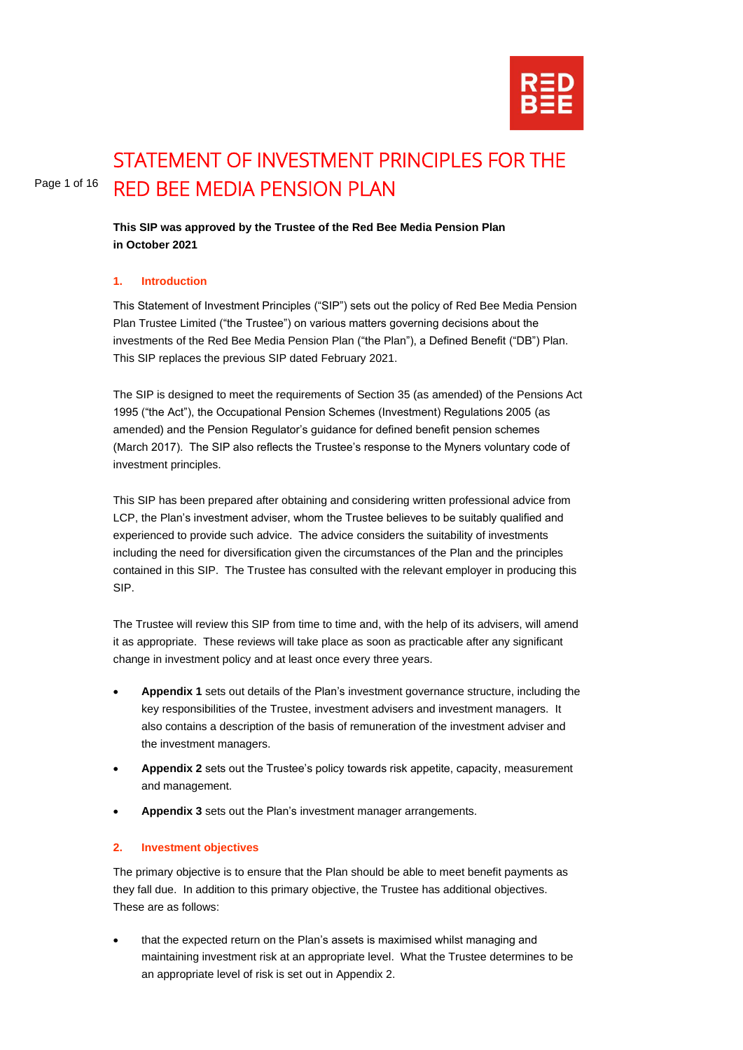# STATEMENT OF INVESTMENT PRINCIPLES FOR THE RED BEE MEDIA PENSION PLAN

**This SIP was approved by the Trustee of the Red Bee Media Pension Plan in October 2021**

## 1. Introduction

This Statement of Investment Principles ("SIP") sets out the policy of Red Bee Media Pension Plan Trustee Limited ("the Trustee") on various matters governing decisions about the investments of the Red Bee Media Pension Plan ("the Plan"), a Defined Benefit ("DB") Plan. This SIP replaces the previous SIP dated February 2021.

The SIP is designed to meet the requirements of Section 35 (as amended) of the Pensions Act 1995 ("the Act"), the Occupational Pension Schemes (Investment) Regulations 2005 (as amended) and the Pension Regulator's guidance for defined benefit pension schemes (March 2017). The SIP also reflects the Trustee's response to the Myners voluntary code of investment principles.

This SIP has been prepared after obtaining and considering written professional advice from LCP, the Plan's investment adviser, whom the Trustee believes to be suitably qualified and experienced to provide such advice. The advice considers the suitability of investments including the need for diversification given the circumstances of the Plan and the principles contained in this SIP. The Trustee has consulted with the relevant employer in producing this SIP.

The Trustee will review this SIP from time to time and, with the help of its advisers, will amend it as appropriate. These reviews will take place as soon as practicable after any significant change in investment policy and at least once every three years.

- **Appendix 1** sets out details of the Plan's investment governance structure, including the key responsibilities of the Trustee, investment advisers and investment managers. It also contains a description of the basis of remuneration of the investment adviser and the investment managers.
- **Appendix 2** sets out the Trustee's policy towards risk appetite, capacity, measurement and management.
- **Appendix 3** sets out the Plan's investment manager arrangements.

## 2. Investment objectives

The primary objective is to ensure that the Plan should be able to meet benefit payments as they fall due. In addition to this primary objective, the Trustee has additional objectives. These are as follows:

- that the expected return on the Plan's assets is maximised whilst managing and maintaining investment risk at an appropriate level. What the Trustee determines to be an appropriate level of risk is set out in Appendix 2.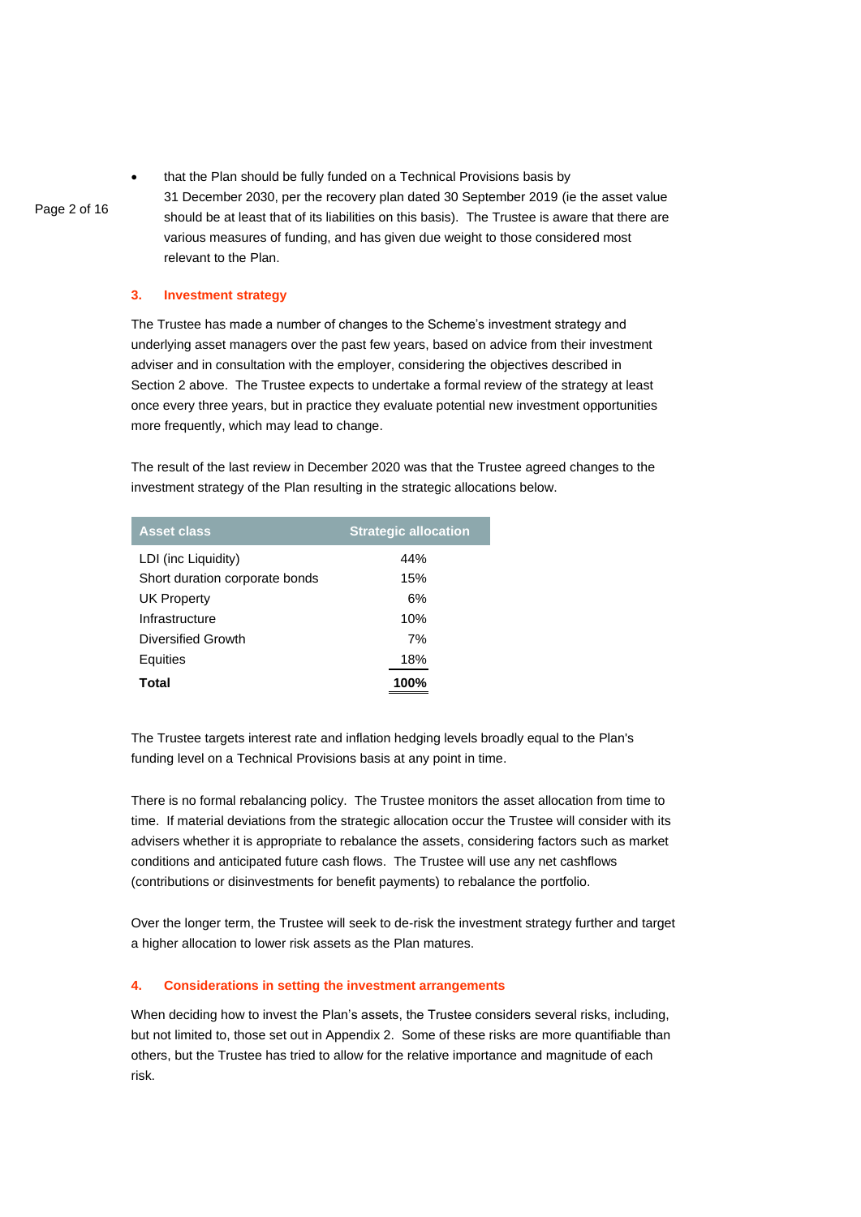- that the Plan should be fully funded on a Technical Provisions basis by 31 December 2030, per the recovery plan dated 30 September 2019 (ie the asset value should be at least that of its liabilities on this basis). The Trustee is aware that there are various measures of funding, and has given due weight to those considered most relevant to the Plan.

## 3. Investment strategy

The Trustee has made a number of changes to the Scheme's investment strategy and underlying asset managers over the past few years, based on advice from their investment adviser and in consultation with the employer, considering the objectives described in Section 2 above. The Trustee expects to undertake a formal review of the strategy at least once every three years, but in practice they evaluate potential new investment opportunities more frequently, which may lead to change.

The result of the last review in December 2020 was that the Trustee agreed changes to the investment strategy of the Plan resulting in the strategic allocations below.

| Asset class | Strategic allocation |
|---|---|
| LDI (inc Liquidity) | 44% |
| Short duration corporate bonds | 15% |
| UK Property | 6% |
| Infrastructure | 10% |
| Diversified Growth | 7% |
| Equities | 18% |
| **Total** | **100%** |

The Trustee targets interest rate and inflation hedging levels broadly equal to the Plan's funding level on a Technical Provisions basis at any point in time.

There is no formal rebalancing policy. The Trustee monitors the asset allocation from time to time. If material deviations from the strategic allocation occur the Trustee will consider with its advisers whether it is appropriate to rebalance the assets, considering factors such as market conditions and anticipated future cash flows. The Trustee will use any net cashflows (contributions or disinvestments for benefit payments) to rebalance the portfolio.

Over the longer term, the Trustee will seek to de-risk the investment strategy further and target a higher allocation to lower risk assets as the Plan matures.

## 4. Considerations in setting the investment arrangements

When deciding how to invest the Plan's assets, the Trustee considers several risks, including, but not limited to, those set out in Appendix 2. Some of these risks are more quantifiable than others, but the Trustee has tried to allow for the relative importance and magnitude of each risk.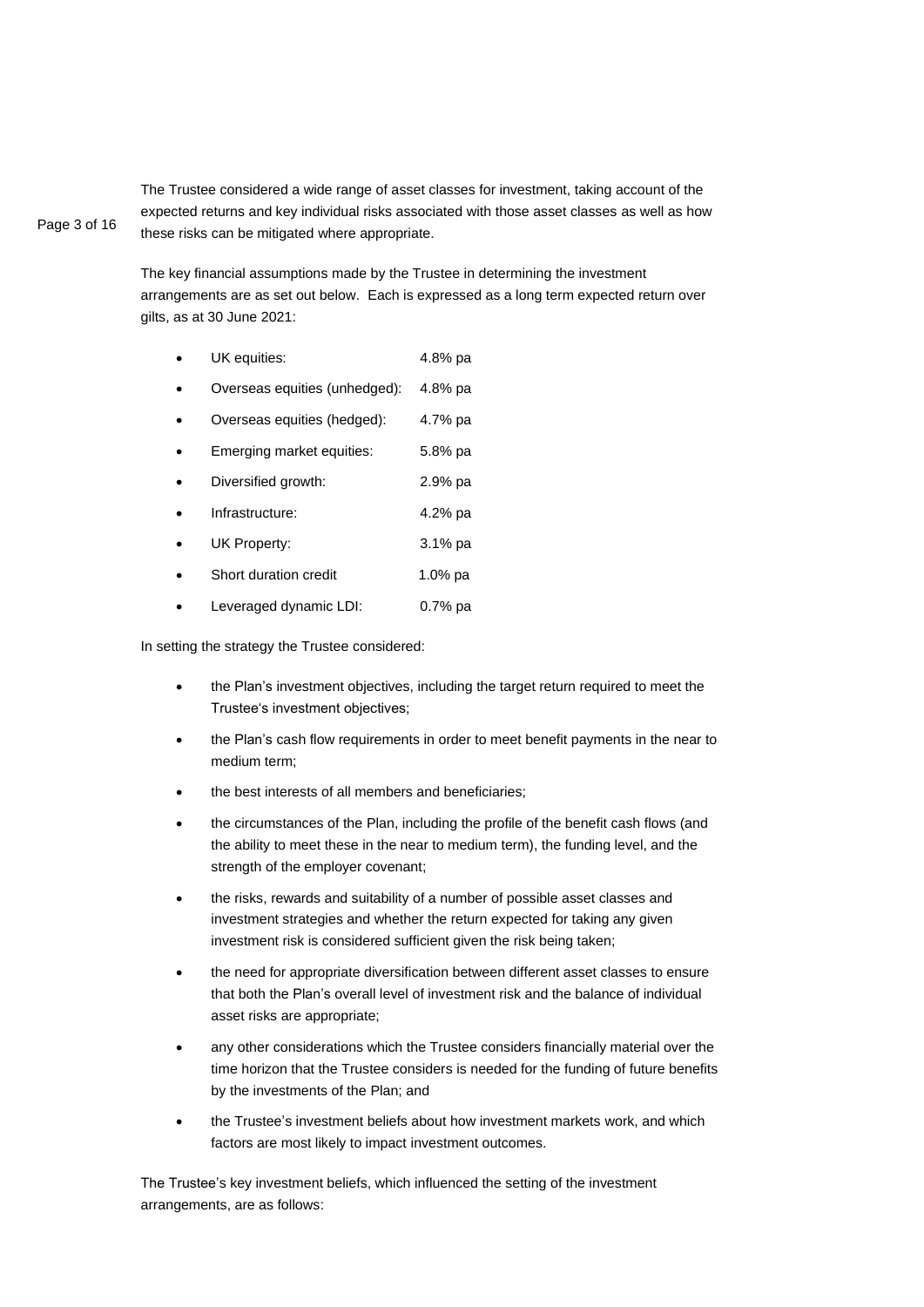The Trustee considered a wide range of asset classes for investment, taking account of the expected returns and key individual risks associated with those asset classes as well as how these risks can be mitigated where appropriate.

The key financial assumptions made by the Trustee in determining the investment arrangements are as set out below. Each is expressed as a long term expected return over gilts, as at 30 June 2021:

- UK equities: 4.8% pa
- Overseas equities (unhedged): 4.8% pa
- Overseas equities (hedged): 4.7% pa
- Emerging market equities: 5.8% pa
- Diversified growth: 2.9% pa
- Infrastructure: 4.2% pa
- UK Property: 3.1% pa
- Short duration credit 1.0% pa
- Leveraged dynamic LDI: 0.7% pa

In setting the strategy the Trustee considered:

- the Plan's investment objectives, including the target return required to meet the Trustee's investment objectives;
- the Plan's cash flow requirements in order to meet benefit payments in the near to medium term;
- the best interests of all members and beneficiaries;
- the circumstances of the Plan, including the profile of the benefit cash flows (and the ability to meet these in the near to medium term), the funding level, and the strength of the employer covenant;
- the risks, rewards and suitability of a number of possible asset classes and investment strategies and whether the return expected for taking any given investment risk is considered sufficient given the risk being taken;
- the need for appropriate diversification between different asset classes to ensure that both the Plan's overall level of investment risk and the balance of individual asset risks are appropriate;
- any other considerations which the Trustee considers financially material over the time horizon that the Trustee considers is needed for the funding of future benefits by the investments of the Plan; and
- the Trustee's investment beliefs about how investment markets work, and which factors are most likely to impact investment outcomes.

The Trustee's key investment beliefs, which influenced the setting of the investment arrangements, are as follows: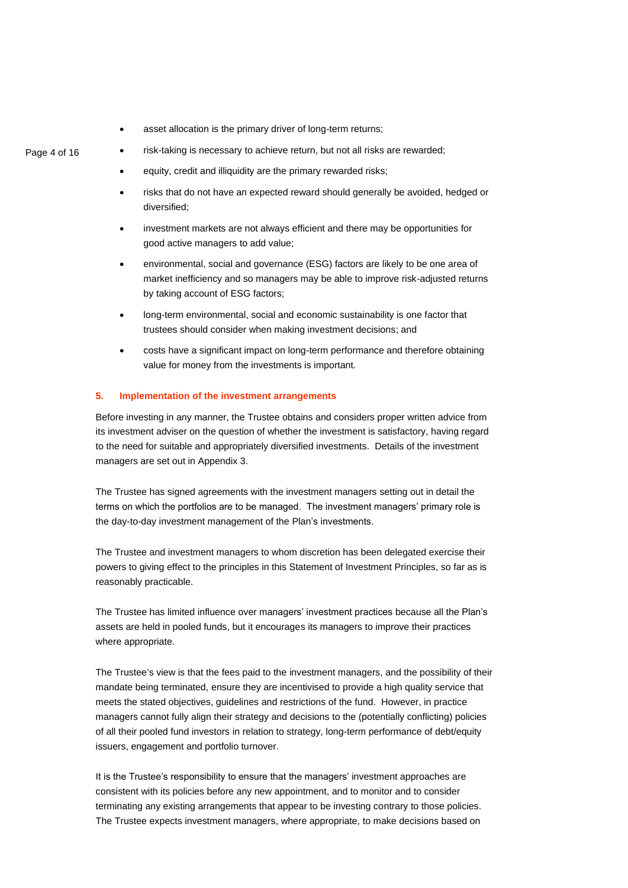- asset allocation is the primary driver of long-term returns;
- risk-taking is necessary to achieve return, but not all risks are rewarded;
- equity, credit and illiquidity are the primary rewarded risks;
- risks that do not have an expected reward should generally be avoided, hedged or diversified;
- investment markets are not always efficient and there may be opportunities for good active managers to add value;
- environmental, social and governance (ESG) factors are likely to be one area of market inefficiency and so managers may be able to improve risk-adjusted returns by taking account of ESG factors;
- long-term environmental, social and economic sustainability is one factor that trustees should consider when making investment decisions; and
- costs have a significant impact on long-term performance and therefore obtaining value for money from the investments is important.

## 5. Implementation of the investment arrangements

Before investing in any manner, the Trustee obtains and considers proper written advice from its investment adviser on the question of whether the investment is satisfactory, having regard to the need for suitable and appropriately diversified investments. Details of the investment managers are set out in Appendix 3.

The Trustee has signed agreements with the investment managers setting out in detail the terms on which the portfolios are to be managed. The investment managers' primary role is the day-to-day investment management of the Plan's investments.

The Trustee and investment managers to whom discretion has been delegated exercise their powers to giving effect to the principles in this Statement of Investment Principles, so far as is reasonably practicable.

The Trustee has limited influence over managers' investment practices because all the Plan's assets are held in pooled funds, but it encourages its managers to improve their practices where appropriate.

The Trustee's view is that the fees paid to the investment managers, and the possibility of their mandate being terminated, ensure they are incentivised to provide a high quality service that meets the stated objectives, guidelines and restrictions of the fund. However, in practice managers cannot fully align their strategy and decisions to the (potentially conflicting) policies of all their pooled fund investors in relation to strategy, long-term performance of debt/equity issuers, engagement and portfolio turnover.

It is the Trustee's responsibility to ensure that the managers' investment approaches are consistent with its policies before any new appointment, and to monitor and to consider terminating any existing arrangements that appear to be investing contrary to those policies. The Trustee expects investment managers, where appropriate, to make decisions based on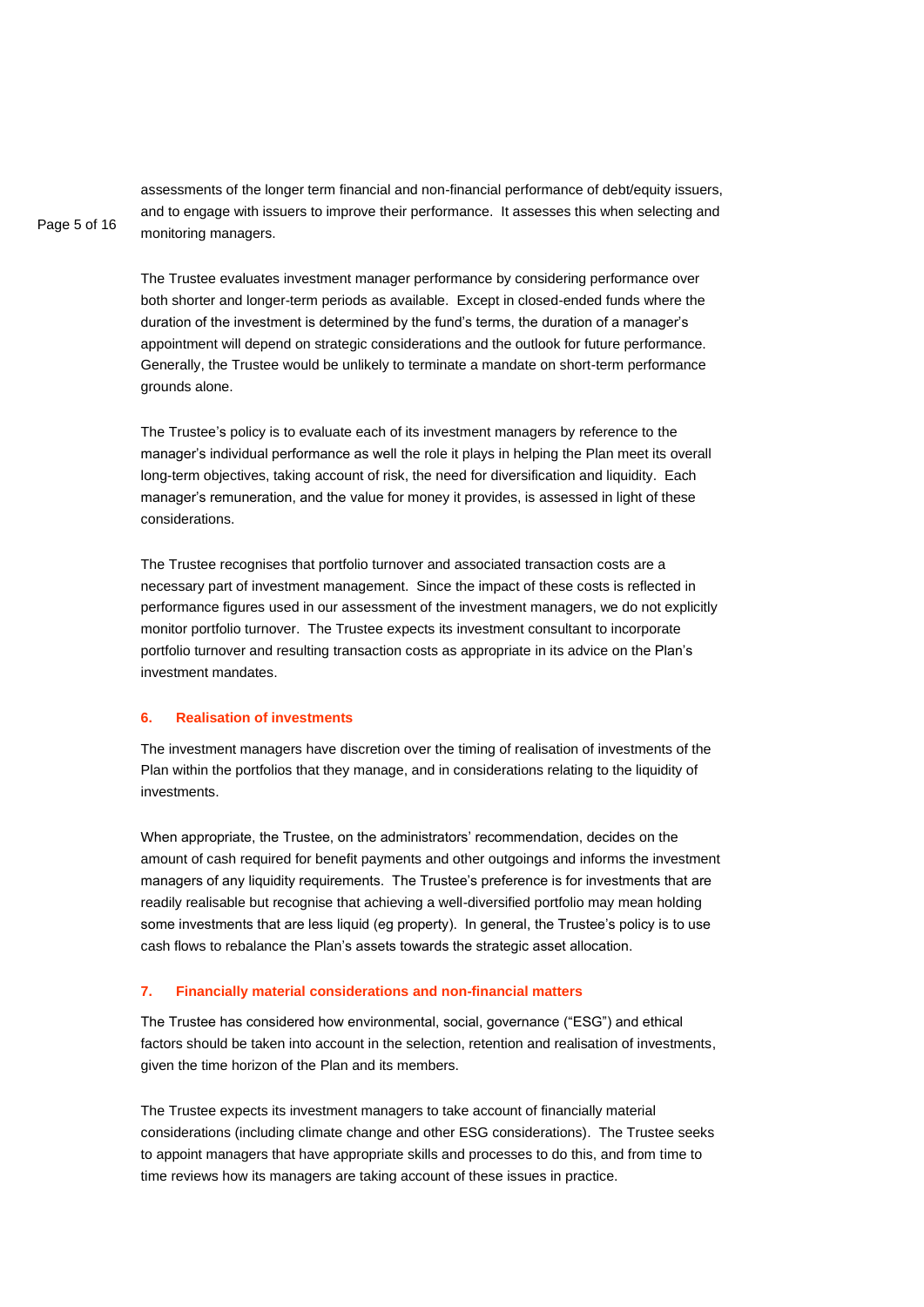assessments of the longer term financial and non-financial performance of debt/equity issuers, and to engage with issuers to improve their performance. It assesses this when selecting and monitoring managers.

The Trustee evaluates investment manager performance by considering performance over both shorter and longer-term periods as available. Except in closed-ended funds where the duration of the investment is determined by the fund's terms, the duration of a manager's appointment will depend on strategic considerations and the outlook for future performance. Generally, the Trustee would be unlikely to terminate a mandate on short-term performance grounds alone.

The Trustee's policy is to evaluate each of its investment managers by reference to the manager's individual performance as well the role it plays in helping the Plan meet its overall long-term objectives, taking account of risk, the need for diversification and liquidity. Each manager's remuneration, and the value for money it provides, is assessed in light of these considerations.

The Trustee recognises that portfolio turnover and associated transaction costs are a necessary part of investment management. Since the impact of these costs is reflected in performance figures used in our assessment of the investment managers, we do not explicitly monitor portfolio turnover. The Trustee expects its investment consultant to incorporate portfolio turnover and resulting transaction costs as appropriate in its advice on the Plan's investment mandates.

## 6. Realisation of investments

The investment managers have discretion over the timing of realisation of investments of the Plan within the portfolios that they manage, and in considerations relating to the liquidity of investments.

When appropriate, the Trustee, on the administrators' recommendation, decides on the amount of cash required for benefit payments and other outgoings and informs the investment managers of any liquidity requirements. The Trustee's preference is for investments that are readily realisable but recognise that achieving a well-diversified portfolio may mean holding some investments that are less liquid (eg property). In general, the Trustee's policy is to use cash flows to rebalance the Plan's assets towards the strategic asset allocation.

## 7. Financially material considerations and non-financial matters

The Trustee has considered how environmental, social, governance ("ESG") and ethical factors should be taken into account in the selection, retention and realisation of investments, given the time horizon of the Plan and its members.

The Trustee expects its investment managers to take account of financially material considerations (including climate change and other ESG considerations). The Trustee seeks to appoint managers that have appropriate skills and processes to do this, and from time to time reviews how its managers are taking account of these issues in practice.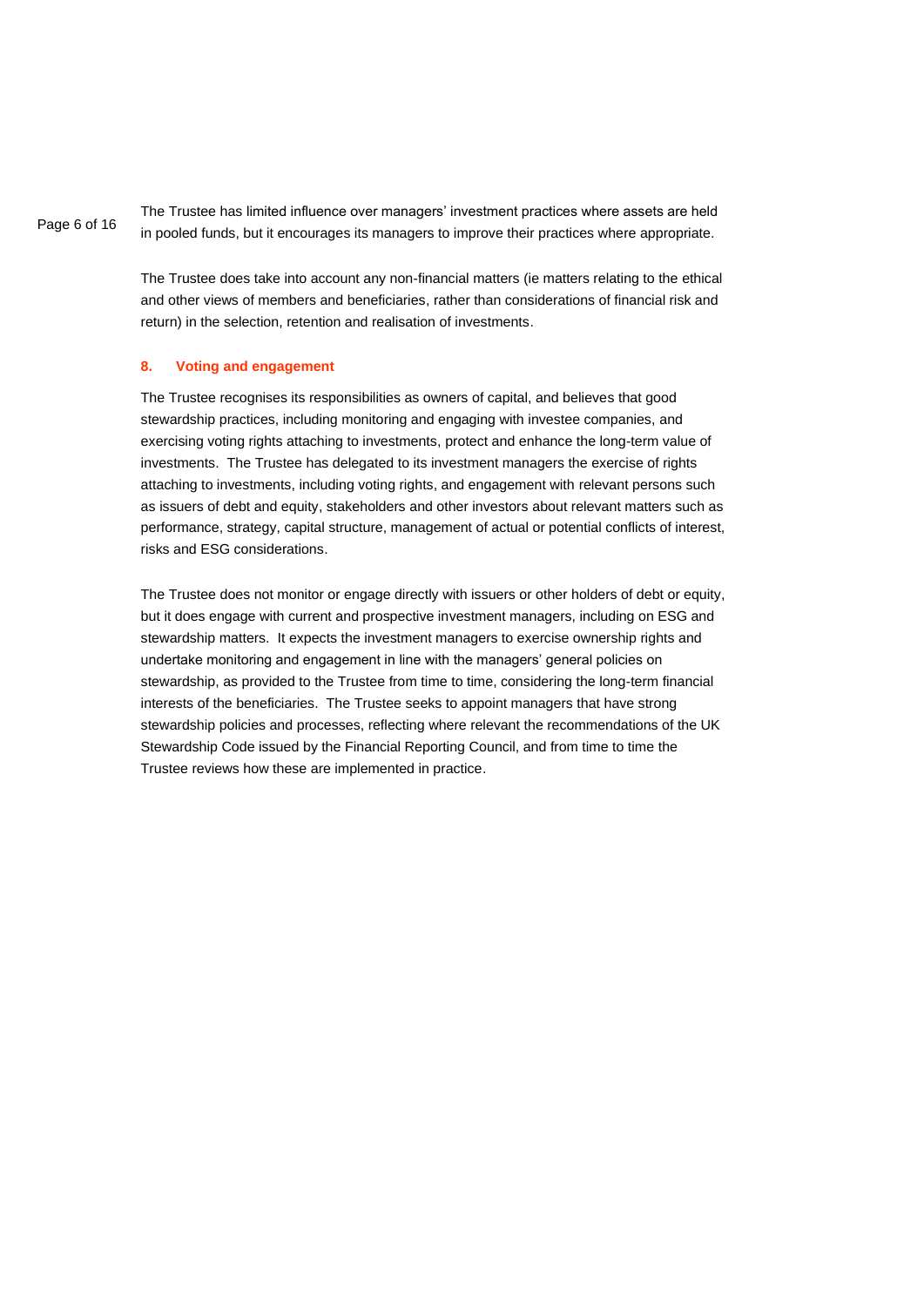The Trustee has limited influence over managers' investment practices where assets are held in pooled funds, but it encourages its managers to improve their practices where appropriate.

The Trustee does take into account any non-financial matters (ie matters relating to the ethical and other views of members and beneficiaries, rather than considerations of financial risk and return) in the selection, retention and realisation of investments.

## 8. Voting and engagement

The Trustee recognises its responsibilities as owners of capital, and believes that good stewardship practices, including monitoring and engaging with investee companies, and exercising voting rights attaching to investments, protect and enhance the long-term value of investments. The Trustee has delegated to its investment managers the exercise of rights attaching to investments, including voting rights, and engagement with relevant persons such as issuers of debt and equity, stakeholders and other investors about relevant matters such as performance, strategy, capital structure, management of actual or potential conflicts of interest, risks and ESG considerations.

The Trustee does not monitor or engage directly with issuers or other holders of debt or equity, but it does engage with current and prospective investment managers, including on ESG and stewardship matters. It expects the investment managers to exercise ownership rights and undertake monitoring and engagement in line with the managers' general policies on stewardship, as provided to the Trustee from time to time, considering the long-term financial interests of the beneficiaries. The Trustee seeks to appoint managers that have strong stewardship policies and processes, reflecting where relevant the recommendations of the UK Stewardship Code issued by the Financial Reporting Council, and from time to time the Trustee reviews how these are implemented in practice.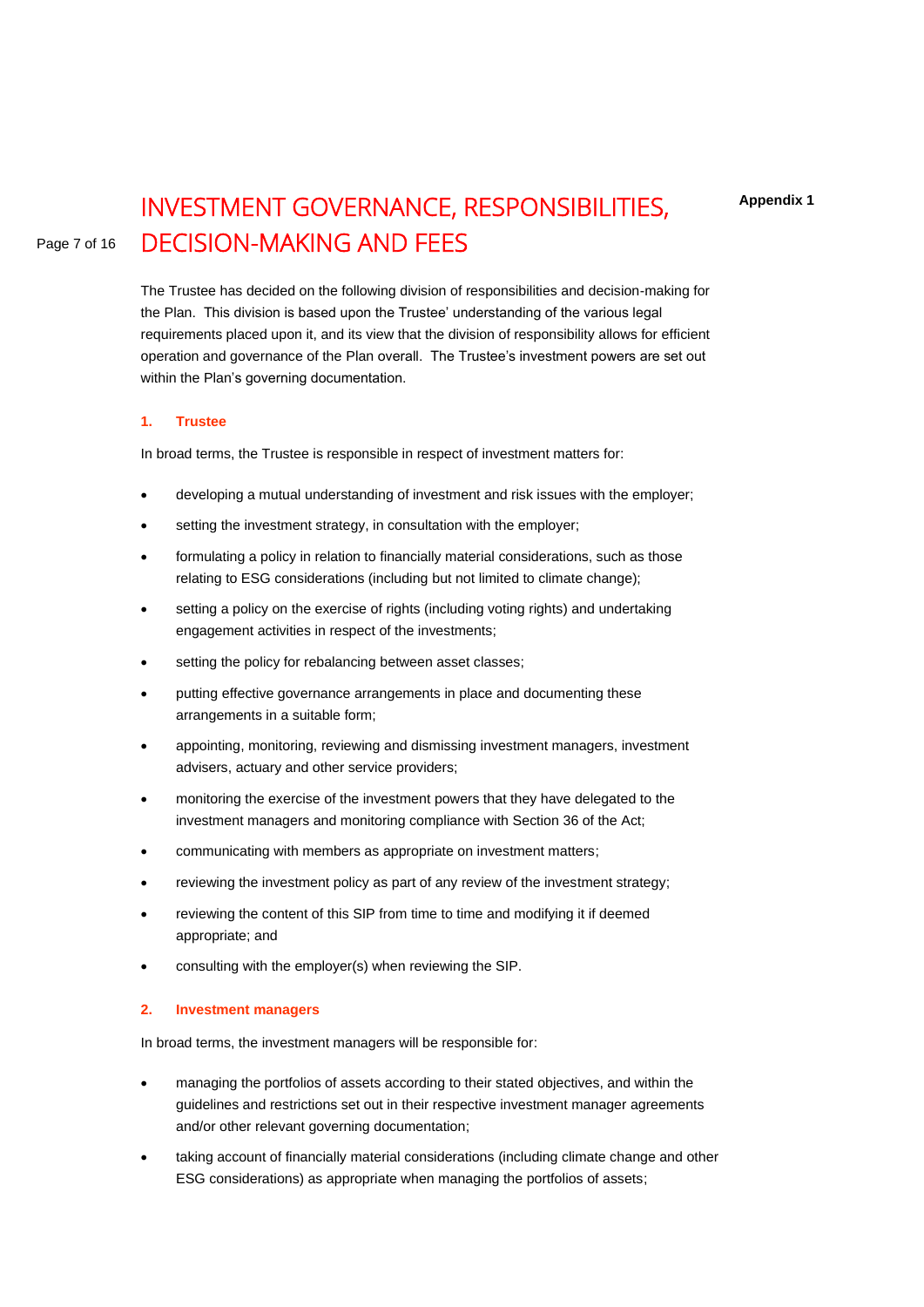Appendix 1

# INVESTMENT GOVERNANCE, RESPONSIBILITIES, DECISION-MAKING AND FEES

The Trustee has decided on the following division of responsibilities and decision-making for the Plan. This division is based upon the Trustee' understanding of the various legal requirements placed upon it, and its view that the division of responsibility allows for efficient operation and governance of the Plan overall. The Trustee's investment powers are set out within the Plan's governing documentation.

## 1. Trustee

In broad terms, the Trustee is responsible in respect of investment matters for:

- developing a mutual understanding of investment and risk issues with the employer;
- setting the investment strategy, in consultation with the employer;
- formulating a policy in relation to financially material considerations, such as those relating to ESG considerations (including but not limited to climate change);
- setting a policy on the exercise of rights (including voting rights) and undertaking engagement activities in respect of the investments;
- setting the policy for rebalancing between asset classes;
- putting effective governance arrangements in place and documenting these arrangements in a suitable form;
- appointing, monitoring, reviewing and dismissing investment managers, investment advisers, actuary and other service providers;
- monitoring the exercise of the investment powers that they have delegated to the investment managers and monitoring compliance with Section 36 of the Act;
- communicating with members as appropriate on investment matters;
- reviewing the investment policy as part of any review of the investment strategy;
- reviewing the content of this SIP from time to time and modifying it if deemed appropriate; and
- consulting with the employer(s) when reviewing the SIP.

## 2. Investment managers

In broad terms, the investment managers will be responsible for:

- managing the portfolios of assets according to their stated objectives, and within the guidelines and restrictions set out in their respective investment manager agreements and/or other relevant governing documentation;
- taking account of financially material considerations (including climate change and other ESG considerations) as appropriate when managing the portfolios of assets;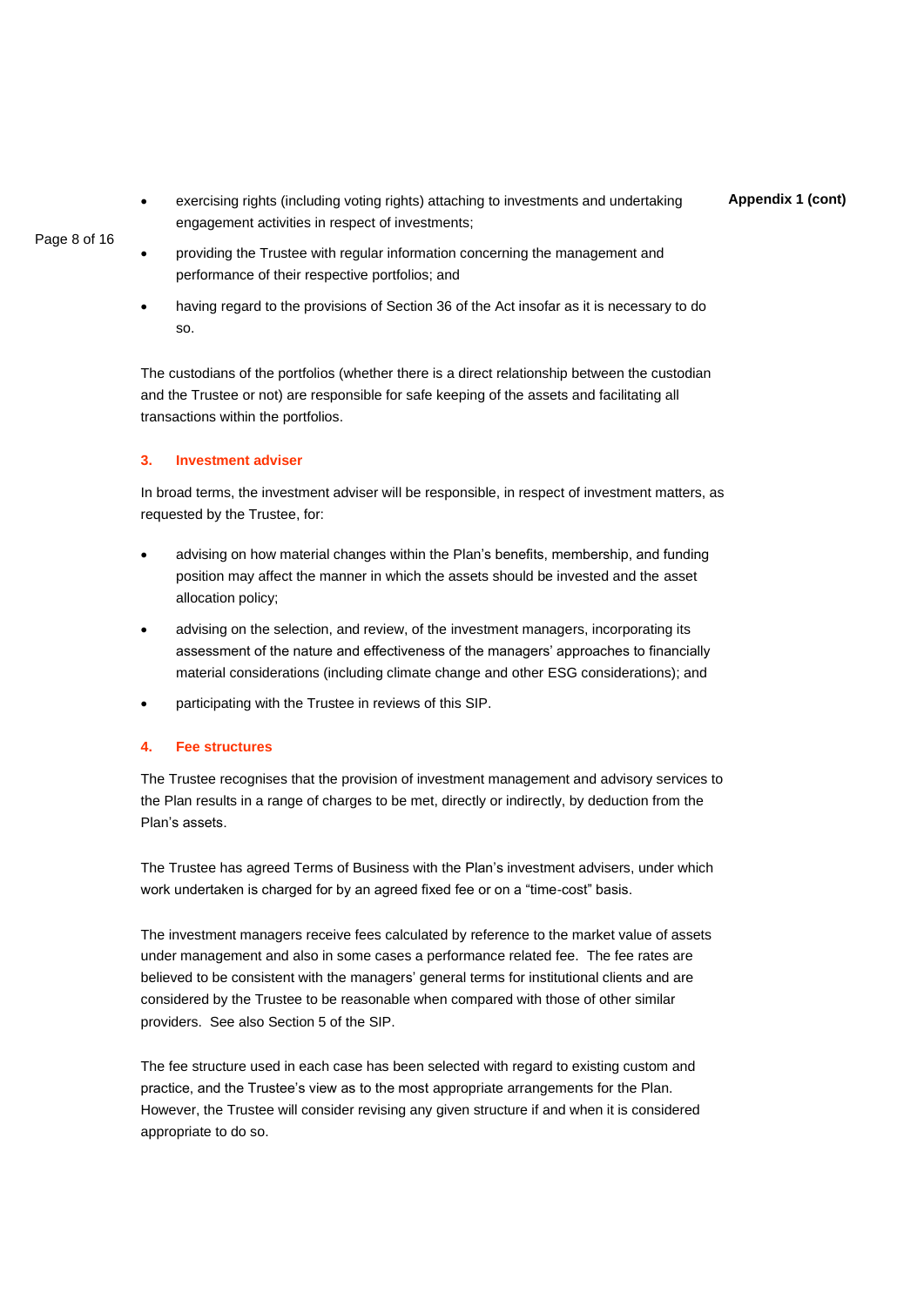- exercising rights (including voting rights) attaching to investments and undertaking engagement activities in respect of investments;
- providing the Trustee with regular information concerning the management and performance of their respective portfolios; and
- having regard to the provisions of Section 36 of the Act insofar as it is necessary to do so.

The custodians of the portfolios (whether there is a direct relationship between the custodian and the Trustee or not) are responsible for safe keeping of the assets and facilitating all transactions within the portfolios.

### 3. Investment adviser

In broad terms, the investment adviser will be responsible, in respect of investment matters, as requested by the Trustee, for:

- advising on how material changes within the Plan's benefits, membership, and funding position may affect the manner in which the assets should be invested and the asset allocation policy;
- advising on the selection, and review, of the investment managers, incorporating its assessment of the nature and effectiveness of the managers' approaches to financially material considerations (including climate change and other ESG considerations); and
- participating with the Trustee in reviews of this SIP.

### 4. Fee structures

The Trustee recognises that the provision of investment management and advisory services to the Plan results in a range of charges to be met, directly or indirectly, by deduction from the Plan's assets.

The Trustee has agreed Terms of Business with the Plan's investment advisers, under which work undertaken is charged for by an agreed fixed fee or on a "time-cost" basis.

The investment managers receive fees calculated by reference to the market value of assets under management and also in some cases a performance related fee. The fee rates are believed to be consistent with the managers' general terms for institutional clients and are considered by the Trustee to be reasonable when compared with those of other similar providers. See also Section 5 of the SIP.

The fee structure used in each case has been selected with regard to existing custom and practice, and the Trustee's view as to the most appropriate arrangements for the Plan. However, the Trustee will consider revising any given structure if and when it is considered appropriate to do so.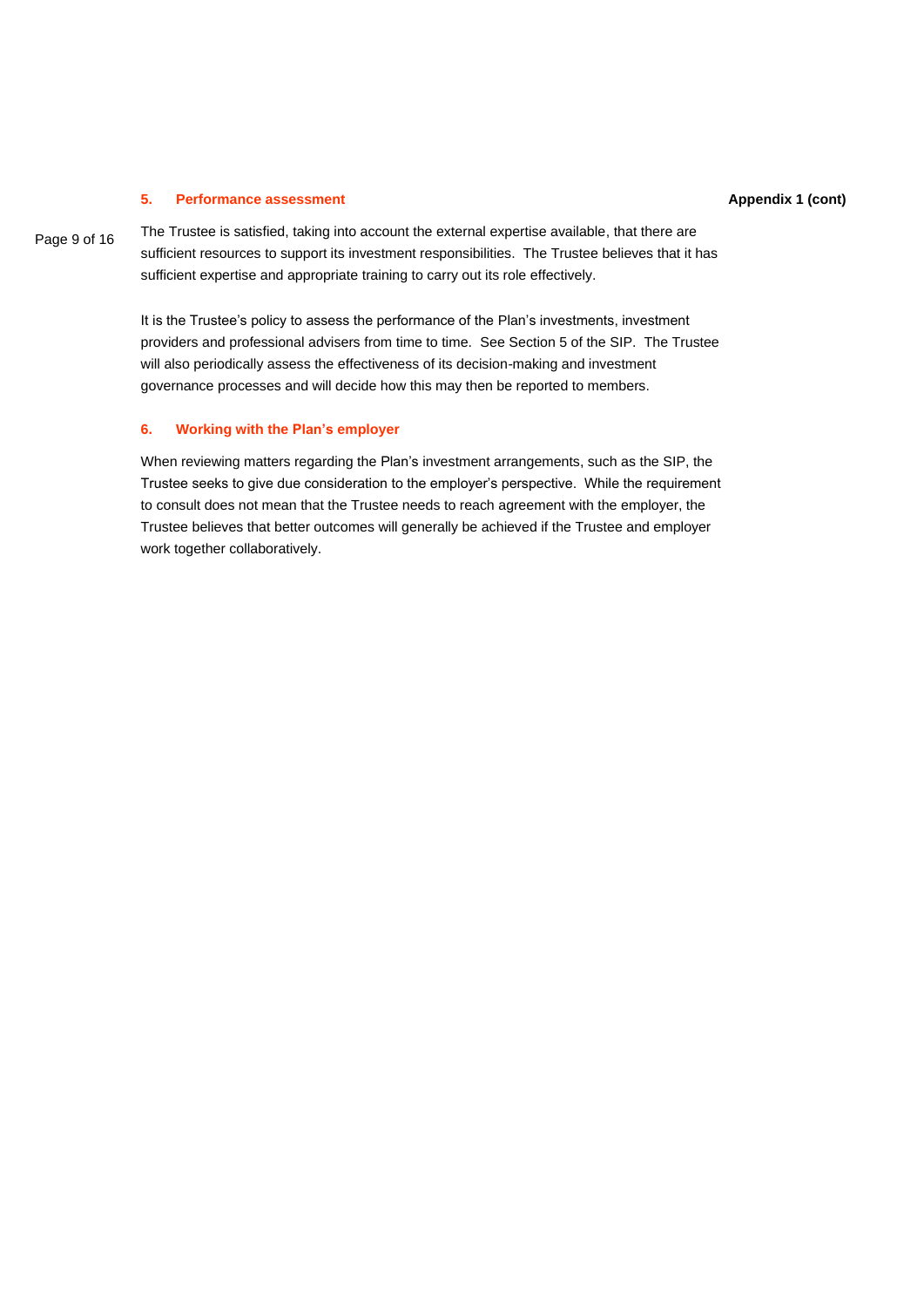## 5. Performance assessment

The Trustee is satisfied, taking into account the external expertise available, that there are sufficient resources to support its investment responsibilities. The Trustee believes that it has sufficient expertise and appropriate training to carry out its role effectively.

It is the Trustee's policy to assess the performance of the Plan's investments, investment providers and professional advisers from time to time. See Section 5 of the SIP. The Trustee will also periodically assess the effectiveness of its decision-making and investment governance processes and will decide how this may then be reported to members.

## 6. Working with the Plan's employer

When reviewing matters regarding the Plan's investment arrangements, such as the SIP, the Trustee seeks to give due consideration to the employer's perspective. While the requirement to consult does not mean that the Trustee needs to reach agreement with the employer, the Trustee believes that better outcomes will generally be achieved if the Trustee and employer work together collaboratively.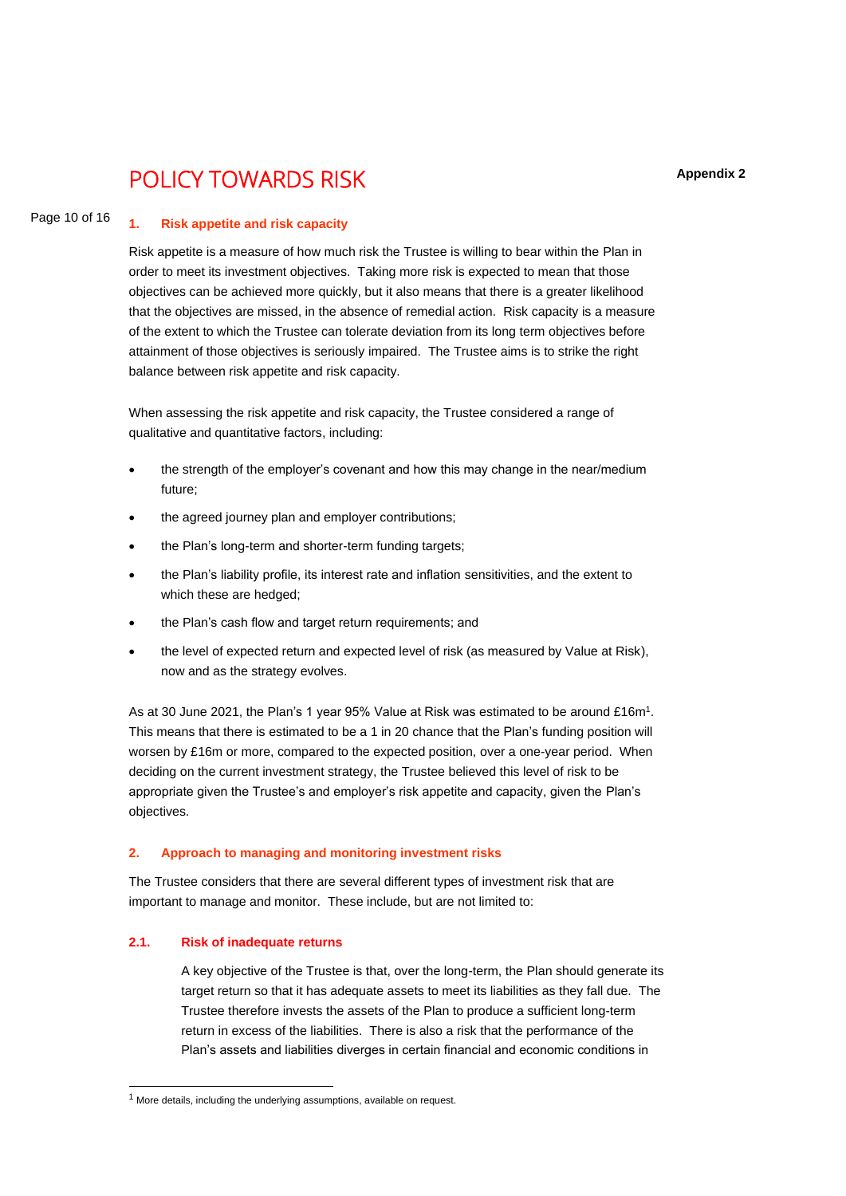# POLICY TOWARDS RISK

**Appendix 2**

## 1. Risk appetite and risk capacity

Risk appetite is a measure of how much risk the Trustee is willing to bear within the Plan in order to meet its investment objectives. Taking more risk is expected to mean that those objectives can be achieved more quickly, but it also means that there is a greater likelihood that the objectives are missed, in the absence of remedial action. Risk capacity is a measure of the extent to which the Trustee can tolerate deviation from its long term objectives before attainment of those objectives is seriously impaired. The Trustee aims is to strike the right balance between risk appetite and risk capacity.

When assessing the risk appetite and risk capacity, the Trustee considered a range of qualitative and quantitative factors, including:

- the strength of the employer's covenant and how this may change in the near/medium future;
- the agreed journey plan and employer contributions;
- the Plan's long-term and shorter-term funding targets;
- the Plan's liability profile, its interest rate and inflation sensitivities, and the extent to which these are hedged;
- the Plan's cash flow and target return requirements; and
- the level of expected return and expected level of risk (as measured by Value at Risk), now and as the strategy evolves.

As at 30 June 2021, the Plan's 1 year 95% Value at Risk was estimated to be around £16m[1]. This means that there is estimated to be a 1 in 20 chance that the Plan's funding position will worsen by £16m or more, compared to the expected position, over a one-year period. When deciding on the current investment strategy, the Trustee believed this level of risk to be appropriate given the Trustee's and employer's risk appetite and capacity, given the Plan's objectives.

## 2. Approach to managing and monitoring investment risks

The Trustee considers that there are several different types of investment risk that are important to manage and monitor. These include, but are not limited to:

### 2.1. Risk of inadequate returns

A key objective of the Trustee is that, over the long-term, the Plan should generate its target return so that it has adequate assets to meet its liabilities as they fall due. The Trustee therefore invests the assets of the Plan to produce a sufficient long-term return in excess of the liabilities. There is also a risk that the performance of the Plan's assets and liabilities diverges in certain financial and economic conditions in

[1] More details, including the underlying assumptions, available on request.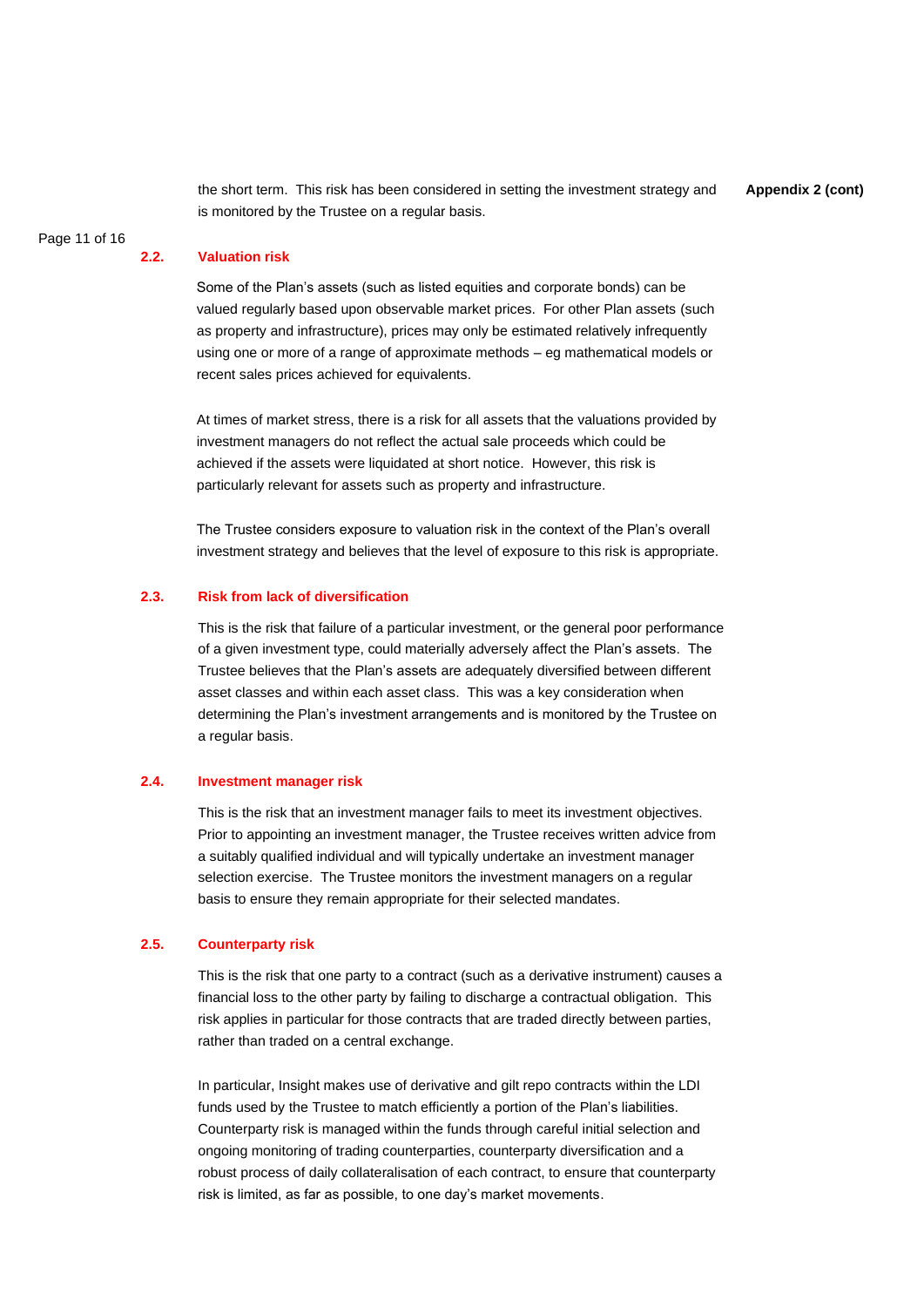the short term. This risk has been considered in setting the investment strategy and is monitored by the Trustee on a regular basis.

### 2.2. Valuation risk

Some of the Plan's assets (such as listed equities and corporate bonds) can be valued regularly based upon observable market prices. For other Plan assets (such as property and infrastructure), prices may only be estimated relatively infrequently using one or more of a range of approximate methods – eg mathematical models or recent sales prices achieved for equivalents.

At times of market stress, there is a risk for all assets that the valuations provided by investment managers do not reflect the actual sale proceeds which could be achieved if the assets were liquidated at short notice. However, this risk is particularly relevant for assets such as property and infrastructure.

The Trustee considers exposure to valuation risk in the context of the Plan's overall investment strategy and believes that the level of exposure to this risk is appropriate.

### 2.3. Risk from lack of diversification

This is the risk that failure of a particular investment, or the general poor performance of a given investment type, could materially adversely affect the Plan's assets. The Trustee believes that the Plan's assets are adequately diversified between different asset classes and within each asset class. This was a key consideration when determining the Plan's investment arrangements and is monitored by the Trustee on a regular basis.

### 2.4. Investment manager risk

This is the risk that an investment manager fails to meet its investment objectives. Prior to appointing an investment manager, the Trustee receives written advice from a suitably qualified individual and will typically undertake an investment manager selection exercise. The Trustee monitors the investment managers on a regular basis to ensure they remain appropriate for their selected mandates.

### 2.5. Counterparty risk

This is the risk that one party to a contract (such as a derivative instrument) causes a financial loss to the other party by failing to discharge a contractual obligation. This risk applies in particular for those contracts that are traded directly between parties, rather than traded on a central exchange.

In particular, Insight makes use of derivative and gilt repo contracts within the LDI funds used by the Trustee to match efficiently a portion of the Plan's liabilities. Counterparty risk is managed within the funds through careful initial selection and ongoing monitoring of trading counterparties, counterparty diversification and a robust process of daily collateralisation of each contract, to ensure that counterparty risk is limited, as far as possible, to one day's market movements.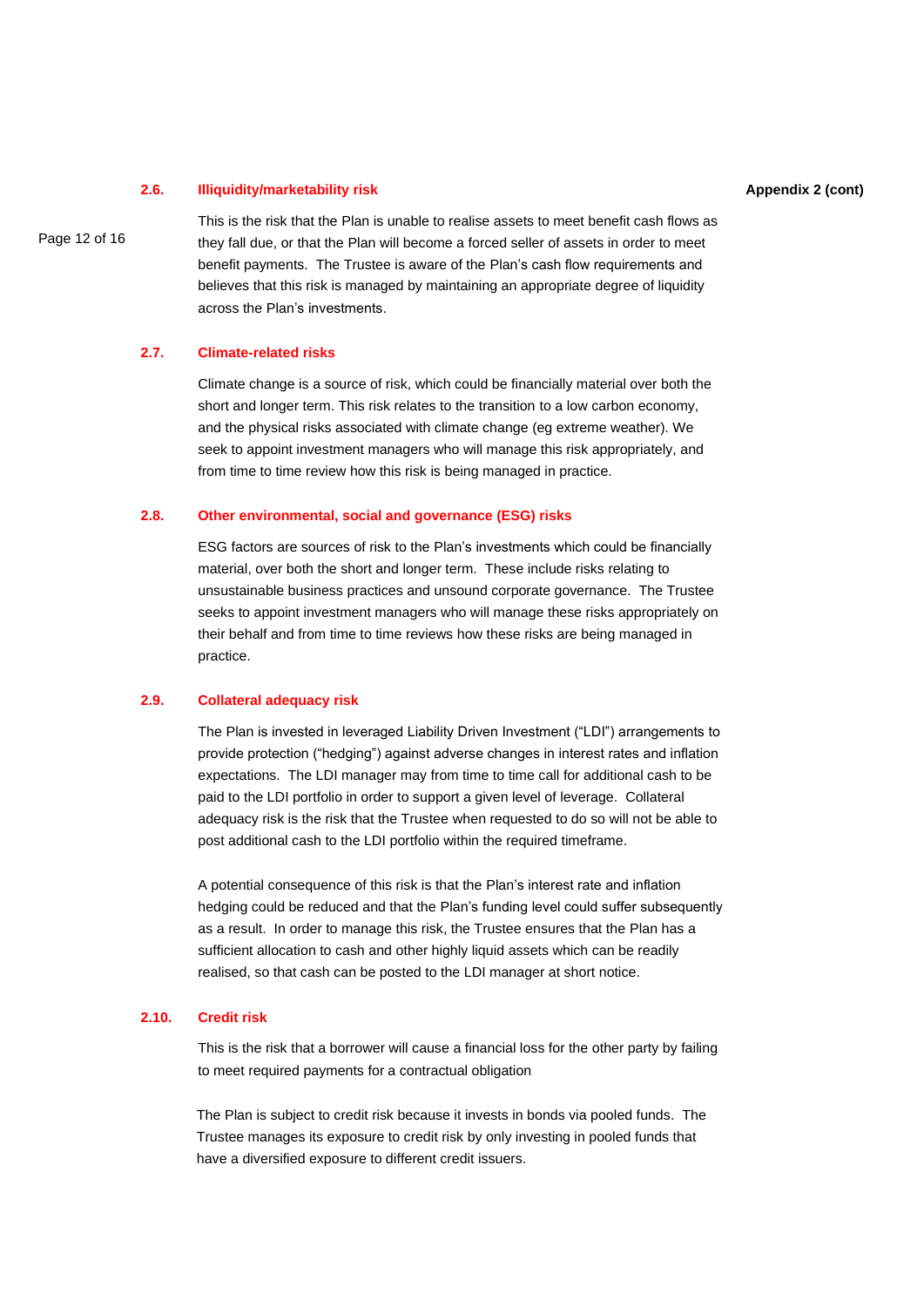### 2.6. Illiquidity/marketability risk

This is the risk that the Plan is unable to realise assets to meet benefit cash flows as they fall due, or that the Plan will become a forced seller of assets in order to meet benefit payments. The Trustee is aware of the Plan's cash flow requirements and believes that this risk is managed by maintaining an appropriate degree of liquidity across the Plan's investments.

### 2.7. Climate-related risks

Climate change is a source of risk, which could be financially material over both the short and longer term. This risk relates to the transition to a low carbon economy, and the physical risks associated with climate change (eg extreme weather). We seek to appoint investment managers who will manage this risk appropriately, and from time to time review how this risk is being managed in practice.

### 2.8. Other environmental, social and governance (ESG) risks

ESG factors are sources of risk to the Plan's investments which could be financially material, over both the short and longer term. These include risks relating to unsustainable business practices and unsound corporate governance. The Trustee seeks to appoint investment managers who will manage these risks appropriately on their behalf and from time to time reviews how these risks are being managed in practice.

### 2.9. Collateral adequacy risk

The Plan is invested in leveraged Liability Driven Investment ("LDI") arrangements to provide protection ("hedging") against adverse changes in interest rates and inflation expectations. The LDI manager may from time to time call for additional cash to be paid to the LDI portfolio in order to support a given level of leverage. Collateral adequacy risk is the risk that the Trustee when requested to do so will not be able to post additional cash to the LDI portfolio within the required timeframe.

A potential consequence of this risk is that the Plan's interest rate and inflation hedging could be reduced and that the Plan's funding level could suffer subsequently as a result. In order to manage this risk, the Trustee ensures that the Plan has a sufficient allocation to cash and other highly liquid assets which can be readily realised, so that cash can be posted to the LDI manager at short notice.

### 2.10. Credit risk

This is the risk that a borrower will cause a financial loss for the other party by failing to meet required payments for a contractual obligation

The Plan is subject to credit risk because it invests in bonds via pooled funds. The Trustee manages its exposure to credit risk by only investing in pooled funds that have a diversified exposure to different credit issuers.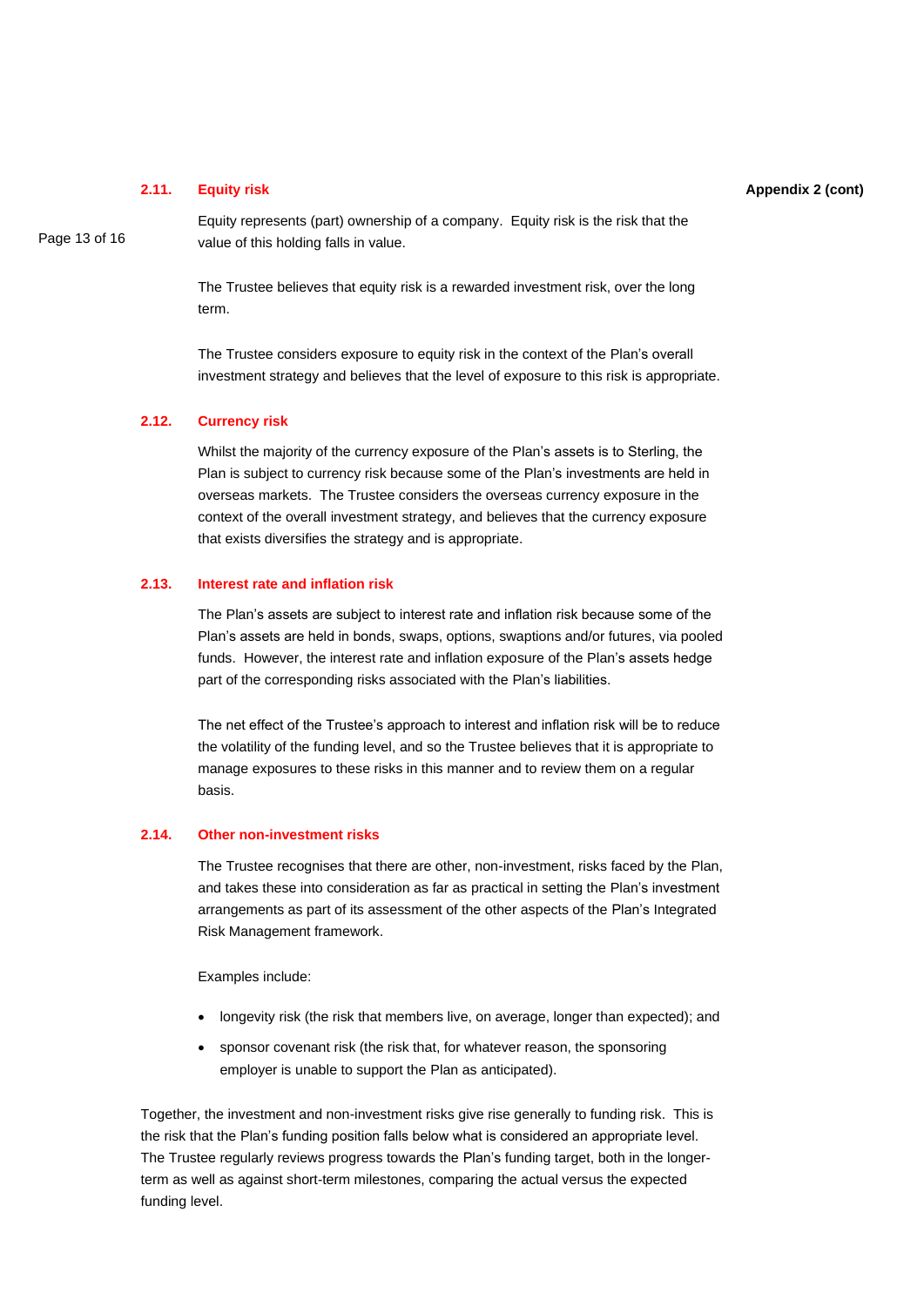### 2.11. Equity risk

Equity represents (part) ownership of a company. Equity risk is the risk that the value of this holding falls in value.

The Trustee believes that equity risk is a rewarded investment risk, over the long term.

The Trustee considers exposure to equity risk in the context of the Plan's overall investment strategy and believes that the level of exposure to this risk is appropriate.

### 2.12. Currency risk

Whilst the majority of the currency exposure of the Plan's assets is to Sterling, the Plan is subject to currency risk because some of the Plan's investments are held in overseas markets. The Trustee considers the overseas currency exposure in the context of the overall investment strategy, and believes that the currency exposure that exists diversifies the strategy and is appropriate.

### 2.13. Interest rate and inflation risk

The Plan's assets are subject to interest rate and inflation risk because some of the Plan's assets are held in bonds, swaps, options, swaptions and/or futures, via pooled funds. However, the interest rate and inflation exposure of the Plan's assets hedge part of the corresponding risks associated with the Plan's liabilities.

The net effect of the Trustee's approach to interest and inflation risk will be to reduce the volatility of the funding level, and so the Trustee believes that it is appropriate to manage exposures to these risks in this manner and to review them on a regular basis.

### 2.14. Other non-investment risks

The Trustee recognises that there are other, non-investment, risks faced by the Plan, and takes these into consideration as far as practical in setting the Plan's investment arrangements as part of its assessment of the other aspects of the Plan's Integrated Risk Management framework.

Examples include:

- longevity risk (the risk that members live, on average, longer than expected); and
- sponsor covenant risk (the risk that, for whatever reason, the sponsoring employer is unable to support the Plan as anticipated).

Together, the investment and non-investment risks give rise generally to funding risk. This is the risk that the Plan's funding position falls below what is considered an appropriate level. The Trustee regularly reviews progress towards the Plan's funding target, both in the longer-term as well as against short-term milestones, comparing the actual versus the expected funding level.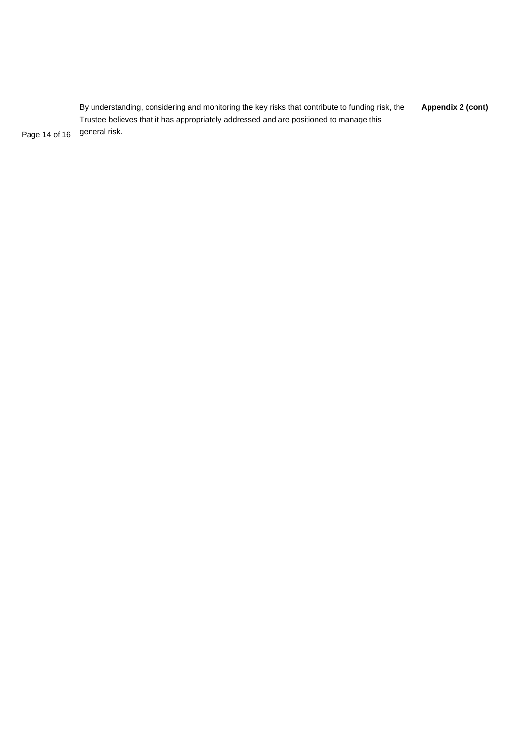By understanding, considering and monitoring the key risks that contribute to funding risk, the Trustee believes that it has appropriately addressed and are positioned to manage this general risk.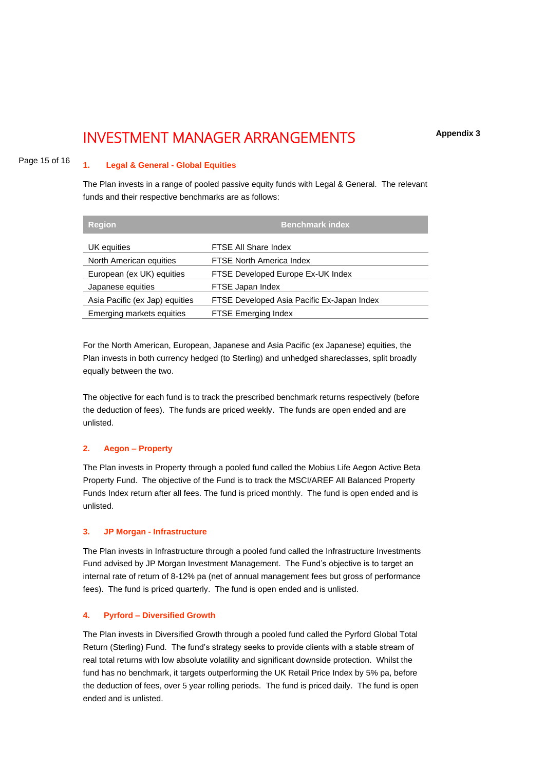Appendix 3

# INVESTMENT MANAGER ARRANGEMENTS

## 1. Legal & General - Global Equities

The Plan invests in a range of pooled passive equity funds with Legal & General. The relevant funds and their respective benchmarks are as follows:

| Region | Benchmark index |
|---|---|
| UK equities | FTSE All Share Index |
| North American equities | FTSE North America Index |
| European (ex UK) equities | FTSE Developed Europe Ex-UK Index |
| Japanese equities | FTSE Japan Index |
| Asia Pacific (ex Jap) equities | FTSE Developed Asia Pacific Ex-Japan Index |
| Emerging markets equities | FTSE Emerging Index |

For the North American, European, Japanese and Asia Pacific (ex Japanese) equities, the Plan invests in both currency hedged (to Sterling) and unhedged shareclasses, split broadly equally between the two.

The objective for each fund is to track the prescribed benchmark returns respectively (before the deduction of fees). The funds are priced weekly. The funds are open ended and are unlisted.

## 2. Aegon – Property

The Plan invests in Property through a pooled fund called the Mobius Life Aegon Active Beta Property Fund. The objective of the Fund is to track the MSCI/AREF All Balanced Property Funds Index return after all fees. The fund is priced monthly. The fund is open ended and is unlisted.

## 3. JP Morgan - Infrastructure

The Plan invests in Infrastructure through a pooled fund called the Infrastructure Investments Fund advised by JP Morgan Investment Management. The Fund's objective is to target an internal rate of return of 8-12% pa (net of annual management fees but gross of performance fees). The fund is priced quarterly. The fund is open ended and is unlisted.

## 4. Pyrford – Diversified Growth

The Plan invests in Diversified Growth through a pooled fund called the Pyrford Global Total Return (Sterling) Fund. The fund's strategy seeks to provide clients with a stable stream of real total returns with low absolute volatility and significant downside protection. Whilst the fund has no benchmark, it targets outperforming the UK Retail Price Index by 5% pa, before the deduction of fees, over 5 year rolling periods. The fund is priced daily. The fund is open ended and is unlisted.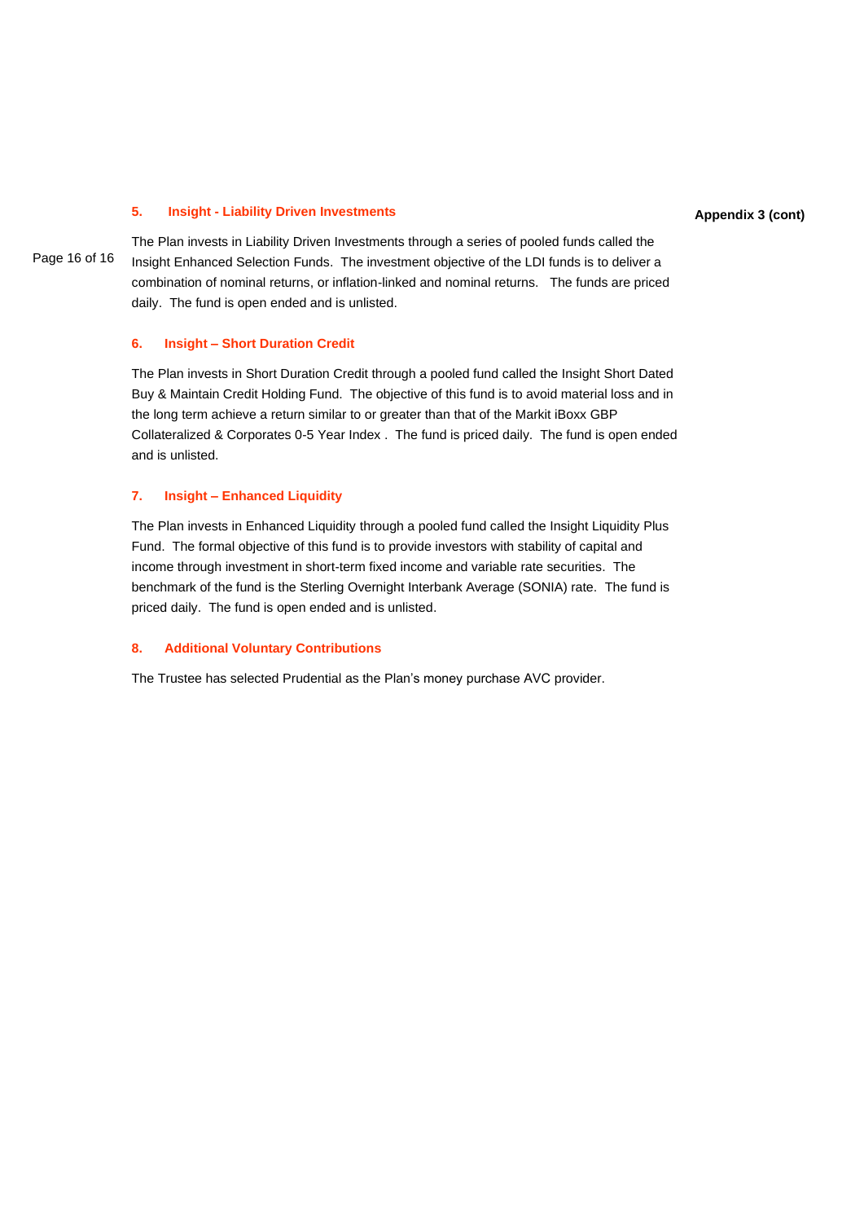**Appendix 3 (cont)**

### 5. Insight - Liability Driven Investments

The Plan invests in Liability Driven Investments through a series of pooled funds called the Insight Enhanced Selection Funds. The investment objective of the LDI funds is to deliver a combination of nominal returns, or inflation-linked and nominal returns. The funds are priced daily. The fund is open ended and is unlisted.

### 6. Insight – Short Duration Credit

The Plan invests in Short Duration Credit through a pooled fund called the Insight Short Dated Buy & Maintain Credit Holding Fund. The objective of this fund is to avoid material loss and in the long term achieve a return similar to or greater than that of the Markit iBoxx GBP Collateralized & Corporates 0-5 Year Index . The fund is priced daily. The fund is open ended and is unlisted.

### 7. Insight – Enhanced Liquidity

The Plan invests in Enhanced Liquidity through a pooled fund called the Insight Liquidity Plus Fund. The formal objective of this fund is to provide investors with stability of capital and income through investment in short-term fixed income and variable rate securities. The benchmark of the fund is the Sterling Overnight Interbank Average (SONIA) rate. The fund is priced daily. The fund is open ended and is unlisted.

### 8. Additional Voluntary Contributions

The Trustee has selected Prudential as the Plan's money purchase AVC provider.